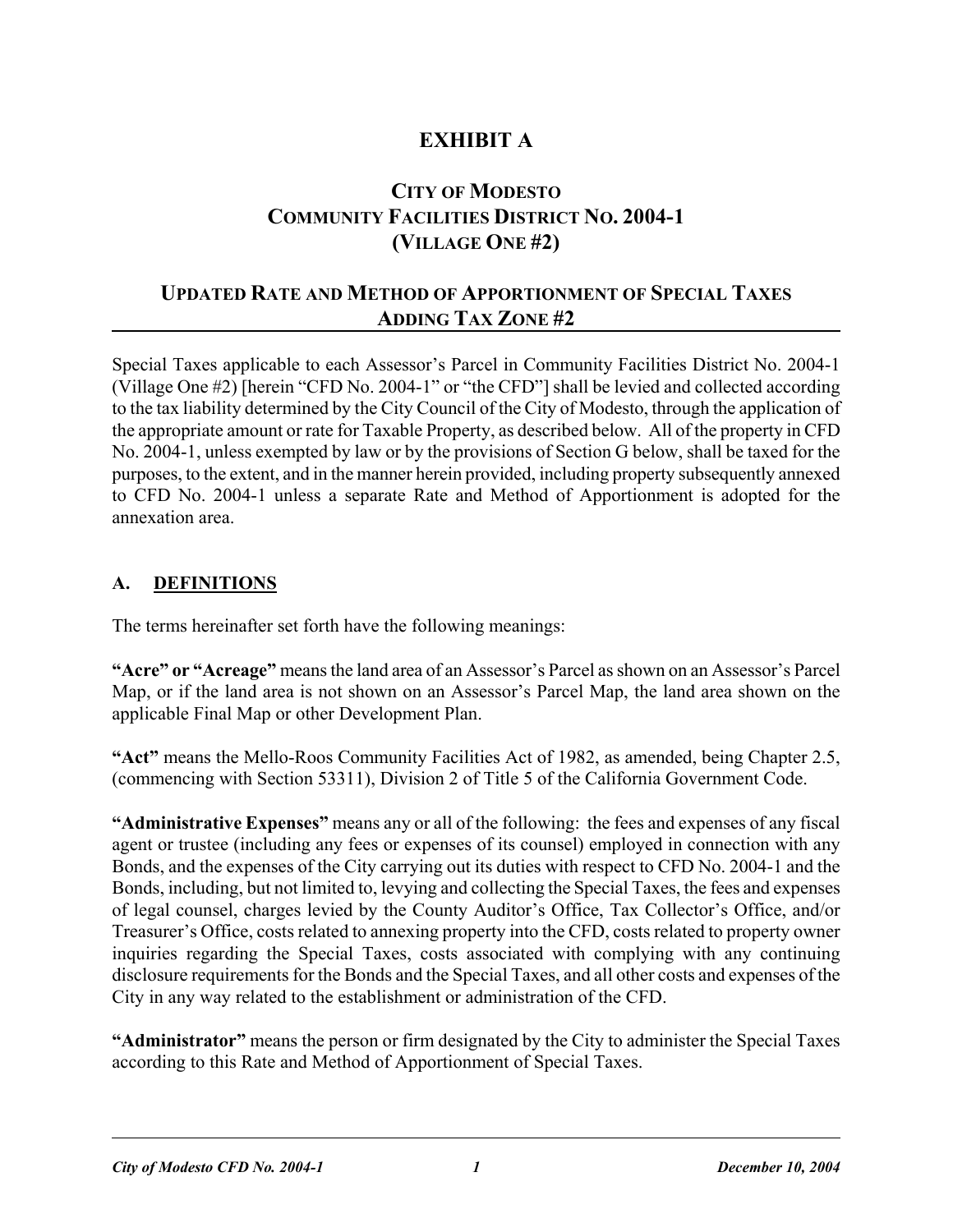# EXHIBIT A

## CITY OF MODESTO
## COMMUNITY FACILITIES DISTRICT NO. 2004-1
## (VILLAGE ONE #2)

## UPDATED RATE AND METHOD OF APPORTIONMENT OF SPECIAL TAXES ADDING TAX ZONE #2

Special Taxes applicable to each Assessor's Parcel in Community Facilities District No. 2004-1 (Village One #2) [herein "CFD No. 2004-1" or "the CFD"] shall be levied and collected according to the tax liability determined by the City Council of the City of Modesto, through the application of the appropriate amount or rate for Taxable Property, as described below. All of the property in CFD No. 2004-1, unless exempted by law or by the provisions of Section G below, shall be taxed for the purposes, to the extent, and in the manner herein provided, including property subsequently annexed to CFD No. 2004-1 unless a separate Rate and Method of Apportionment is adopted for the annexation area.

### A. DEFINITIONS

The terms hereinafter set forth have the following meanings:

**"Acre" or "Acreage"** means the land area of an Assessor's Parcel as shown on an Assessor's Parcel Map, or if the land area is not shown on an Assessor's Parcel Map, the land area shown on the applicable Final Map or other Development Plan.

**"Act"** means the Mello-Roos Community Facilities Act of 1982, as amended, being Chapter 2.5, (commencing with Section 53311), Division 2 of Title 5 of the California Government Code.

**"Administrative Expenses"** means any or all of the following: the fees and expenses of any fiscal agent or trustee (including any fees or expenses of its counsel) employed in connection with any Bonds, and the expenses of the City carrying out its duties with respect to CFD No. 2004-1 and the Bonds, including, but not limited to, levying and collecting the Special Taxes, the fees and expenses of legal counsel, charges levied by the County Auditor's Office, Tax Collector's Office, and/or Treasurer's Office, costs related to annexing property into the CFD, costs related to property owner inquiries regarding the Special Taxes, costs associated with complying with any continuing disclosure requirements for the Bonds and the Special Taxes, and all other costs and expenses of the City in any way related to the establishment or administration of the CFD.

**"Administrator"** means the person or firm designated by the City to administer the Special Taxes according to this Rate and Method of Apportionment of Special Taxes.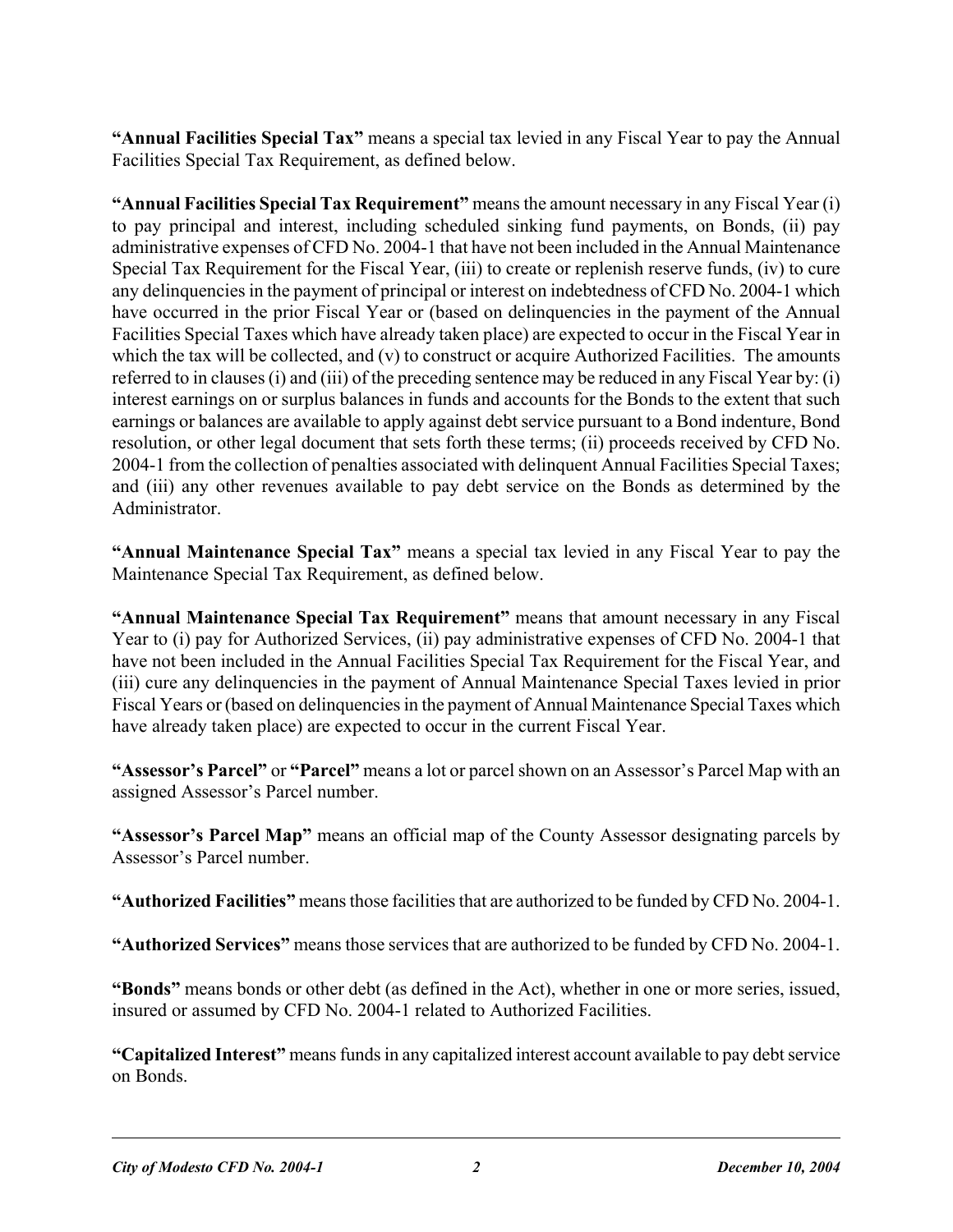**"Annual Facilities Special Tax"** means a special tax levied in any Fiscal Year to pay the Annual Facilities Special Tax Requirement, as defined below.

**"Annual Facilities Special Tax Requirement"** means the amount necessary in any Fiscal Year (i) to pay principal and interest, including scheduled sinking fund payments, on Bonds, (ii) pay administrative expenses of CFD No. 2004-1 that have not been included in the Annual Maintenance Special Tax Requirement for the Fiscal Year, (iii) to create or replenish reserve funds, (iv) to cure any delinquencies in the payment of principal or interest on indebtedness of CFD No. 2004-1 which have occurred in the prior Fiscal Year or (based on delinquencies in the payment of the Annual Facilities Special Taxes which have already taken place) are expected to occur in the Fiscal Year in which the tax will be collected, and (v) to construct or acquire Authorized Facilities. The amounts referred to in clauses (i) and (iii) of the preceding sentence may be reduced in any Fiscal Year by: (i) interest earnings on or surplus balances in funds and accounts for the Bonds to the extent that such earnings or balances are available to apply against debt service pursuant to a Bond indenture, Bond resolution, or other legal document that sets forth these terms; (ii) proceeds received by CFD No. 2004-1 from the collection of penalties associated with delinquent Annual Facilities Special Taxes; and (iii) any other revenues available to pay debt service on the Bonds as determined by the Administrator.

**"Annual Maintenance Special Tax"** means a special tax levied in any Fiscal Year to pay the Maintenance Special Tax Requirement, as defined below.

**"Annual Maintenance Special Tax Requirement"** means that amount necessary in any Fiscal Year to (i) pay for Authorized Services, (ii) pay administrative expenses of CFD No. 2004-1 that have not been included in the Annual Facilities Special Tax Requirement for the Fiscal Year, and (iii) cure any delinquencies in the payment of Annual Maintenance Special Taxes levied in prior Fiscal Years or (based on delinquencies in the payment of Annual Maintenance Special Taxes which have already taken place) are expected to occur in the current Fiscal Year.

**"Assessor's Parcel"** or **"Parcel"** means a lot or parcel shown on an Assessor's Parcel Map with an assigned Assessor's Parcel number.

**"Assessor's Parcel Map"** means an official map of the County Assessor designating parcels by Assessor's Parcel number.

**"Authorized Facilities"** means those facilities that are authorized to be funded by CFD No. 2004-1.

**"Authorized Services"** means those services that are authorized to be funded by CFD No. 2004-1.

**"Bonds"** means bonds or other debt (as defined in the Act), whether in one or more series, issued, insured or assumed by CFD No. 2004-1 related to Authorized Facilities.

**"Capitalized Interest"** means funds in any capitalized interest account available to pay debt service on Bonds.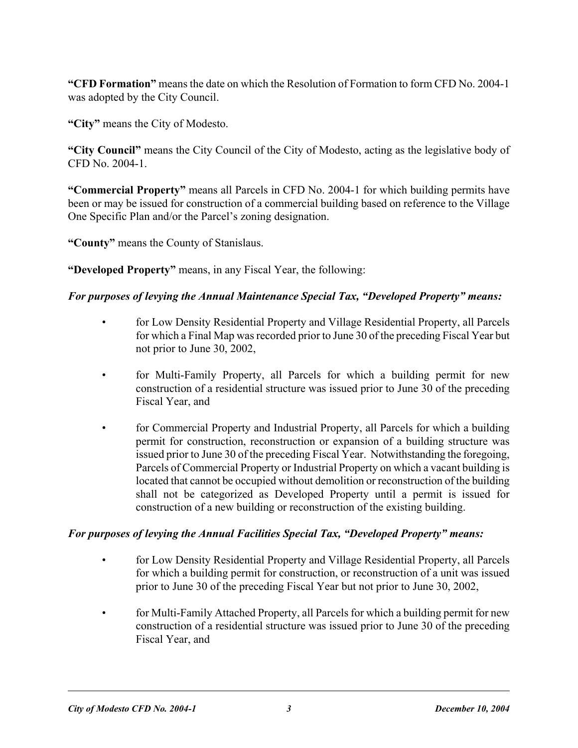**"CFD Formation"** means the date on which the Resolution of Formation to form CFD No. 2004-1 was adopted by the City Council.

**"City"** means the City of Modesto.

**"City Council"** means the City Council of the City of Modesto, acting as the legislative body of CFD No. 2004-1.

**"Commercial Property"** means all Parcels in CFD No. 2004-1 for which building permits have been or may be issued for construction of a commercial building based on reference to the Village One Specific Plan and/or the Parcel's zoning designation.

**"County"** means the County of Stanislaus.

**"Developed Property"** means, in any Fiscal Year, the following:

***For purposes of levying the Annual Maintenance Special Tax, "Developed Property" means:***

- for Low Density Residential Property and Village Residential Property, all Parcels for which a Final Map was recorded prior to June 30 of the preceding Fiscal Year but not prior to June 30, 2002,
- for Multi-Family Property, all Parcels for which a building permit for new construction of a residential structure was issued prior to June 30 of the preceding Fiscal Year, and
- for Commercial Property and Industrial Property, all Parcels for which a building permit for construction, reconstruction or expansion of a building structure was issued prior to June 30 of the preceding Fiscal Year. Notwithstanding the foregoing, Parcels of Commercial Property or Industrial Property on which a vacant building is located that cannot be occupied without demolition or reconstruction of the building shall not be categorized as Developed Property until a permit is issued for construction of a new building or reconstruction of the existing building.

***For purposes of levying the Annual Facilities Special Tax, "Developed Property" means:***

- for Low Density Residential Property and Village Residential Property, all Parcels for which a building permit for construction, or reconstruction of a unit was issued prior to June 30 of the preceding Fiscal Year but not prior to June 30, 2002,
- for Multi-Family Attached Property, all Parcels for which a building permit for new construction of a residential structure was issued prior to June 30 of the preceding Fiscal Year, and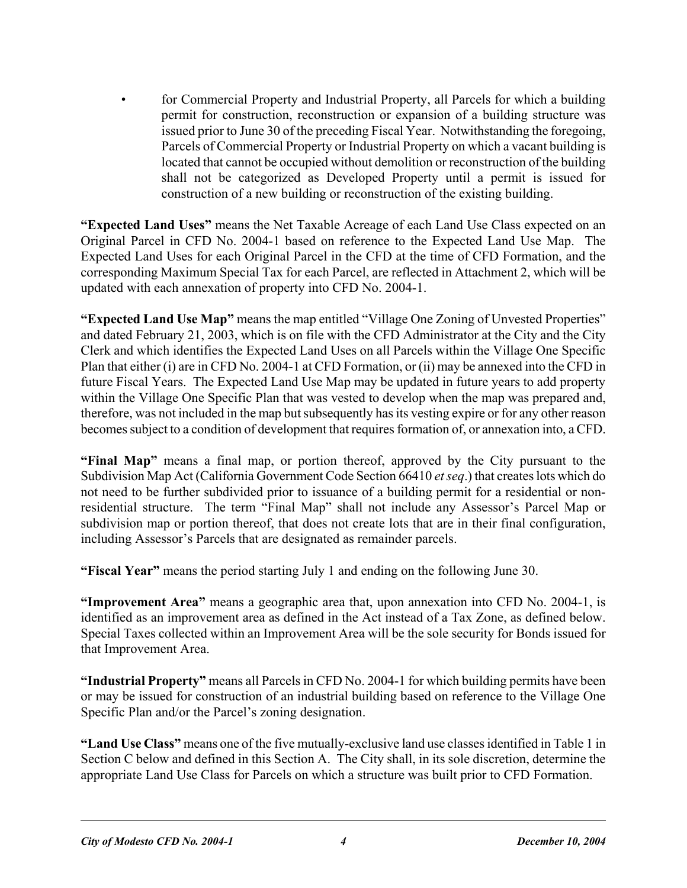- for Commercial Property and Industrial Property, all Parcels for which a building permit for construction, reconstruction or expansion of a building structure was issued prior to June 30 of the preceding Fiscal Year. Notwithstanding the foregoing, Parcels of Commercial Property or Industrial Property on which a vacant building is located that cannot be occupied without demolition or reconstruction of the building shall not be categorized as Developed Property until a permit is issued for construction of a new building or reconstruction of the existing building.

**"Expected Land Uses"** means the Net Taxable Acreage of each Land Use Class expected on an Original Parcel in CFD No. 2004-1 based on reference to the Expected Land Use Map. The Expected Land Uses for each Original Parcel in the CFD at the time of CFD Formation, and the corresponding Maximum Special Tax for each Parcel, are reflected in Attachment 2, which will be updated with each annexation of property into CFD No. 2004-1.

**"Expected Land Use Map"** means the map entitled "Village One Zoning of Unvested Properties" and dated February 21, 2003, which is on file with the CFD Administrator at the City and the City Clerk and which identifies the Expected Land Uses on all Parcels within the Village One Specific Plan that either (i) are in CFD No. 2004-1 at CFD Formation, or (ii) may be annexed into the CFD in future Fiscal Years. The Expected Land Use Map may be updated in future years to add property within the Village One Specific Plan that was vested to develop when the map was prepared and, therefore, was not included in the map but subsequently has its vesting expire or for any other reason becomes subject to a condition of development that requires formation of, or annexation into, a CFD.

**"Final Map"** means a final map, or portion thereof, approved by the City pursuant to the Subdivision Map Act (California Government Code Section 66410 *et seq*.) that creates lots which do not need to be further subdivided prior to issuance of a building permit for a residential or non-residential structure. The term "Final Map" shall not include any Assessor's Parcel Map or subdivision map or portion thereof, that does not create lots that are in their final configuration, including Assessor's Parcels that are designated as remainder parcels.

**"Fiscal Year"** means the period starting July 1 and ending on the following June 30.

**"Improvement Area"** means a geographic area that, upon annexation into CFD No. 2004-1, is identified as an improvement area as defined in the Act instead of a Tax Zone, as defined below. Special Taxes collected within an Improvement Area will be the sole security for Bonds issued for that Improvement Area.

**"Industrial Property"** means all Parcels in CFD No. 2004-1 for which building permits have been or may be issued for construction of an industrial building based on reference to the Village One Specific Plan and/or the Parcel's zoning designation.

**"Land Use Class"** means one of the five mutually-exclusive land use classes identified in Table 1 in Section C below and defined in this Section A. The City shall, in its sole discretion, determine the appropriate Land Use Class for Parcels on which a structure was built prior to CFD Formation.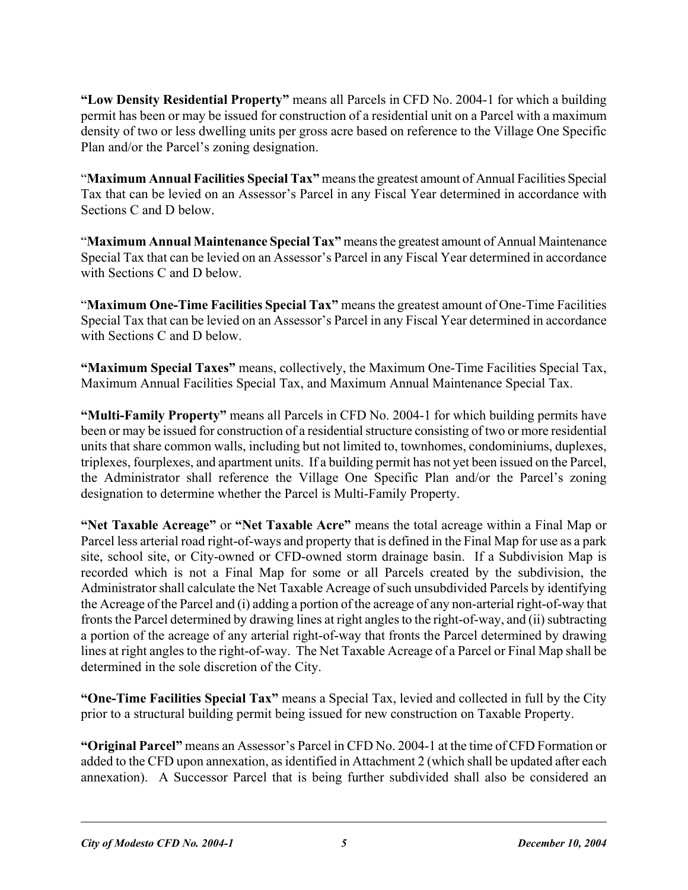**"Low Density Residential Property"** means all Parcels in CFD No. 2004-1 for which a building permit has been or may be issued for construction of a residential unit on a Parcel with a maximum density of two or less dwelling units per gross acre based on reference to the Village One Specific Plan and/or the Parcel's zoning designation.

"**Maximum Annual Facilities Special Tax"** means the greatest amount of Annual Facilities Special Tax that can be levied on an Assessor's Parcel in any Fiscal Year determined in accordance with Sections C and D below.

"**Maximum Annual Maintenance Special Tax"** means the greatest amount of Annual Maintenance Special Tax that can be levied on an Assessor's Parcel in any Fiscal Year determined in accordance with Sections C and D below.

"**Maximum One-Time Facilities Special Tax"** means the greatest amount of One-Time Facilities Special Tax that can be levied on an Assessor's Parcel in any Fiscal Year determined in accordance with Sections C and D below.

**"Maximum Special Taxes"** means, collectively, the Maximum One-Time Facilities Special Tax, Maximum Annual Facilities Special Tax, and Maximum Annual Maintenance Special Tax.

**"Multi-Family Property"** means all Parcels in CFD No. 2004-1 for which building permits have been or may be issued for construction of a residential structure consisting of two or more residential units that share common walls, including but not limited to, townhomes, condominiums, duplexes, triplexes, fourplexes, and apartment units. If a building permit has not yet been issued on the Parcel, the Administrator shall reference the Village One Specific Plan and/or the Parcel's zoning designation to determine whether the Parcel is Multi-Family Property.

**"Net Taxable Acreage"** or **"Net Taxable Acre"** means the total acreage within a Final Map or Parcel less arterial road right-of-ways and property that is defined in the Final Map for use as a park site, school site, or City-owned or CFD-owned storm drainage basin. If a Subdivision Map is recorded which is not a Final Map for some or all Parcels created by the subdivision, the Administrator shall calculate the Net Taxable Acreage of such unsubdivided Parcels by identifying the Acreage of the Parcel and (i) adding a portion of the acreage of any non-arterial right-of-way that fronts the Parcel determined by drawing lines at right angles to the right-of-way, and (ii) subtracting a portion of the acreage of any arterial right-of-way that fronts the Parcel determined by drawing lines at right angles to the right-of-way. The Net Taxable Acreage of a Parcel or Final Map shall be determined in the sole discretion of the City.

**"One-Time Facilities Special Tax"** means a Special Tax, levied and collected in full by the City prior to a structural building permit being issued for new construction on Taxable Property.

**"Original Parcel"** means an Assessor's Parcel in CFD No. 2004-1 at the time of CFD Formation or added to the CFD upon annexation, as identified in Attachment 2 (which shall be updated after each annexation). A Successor Parcel that is being further subdivided shall also be considered an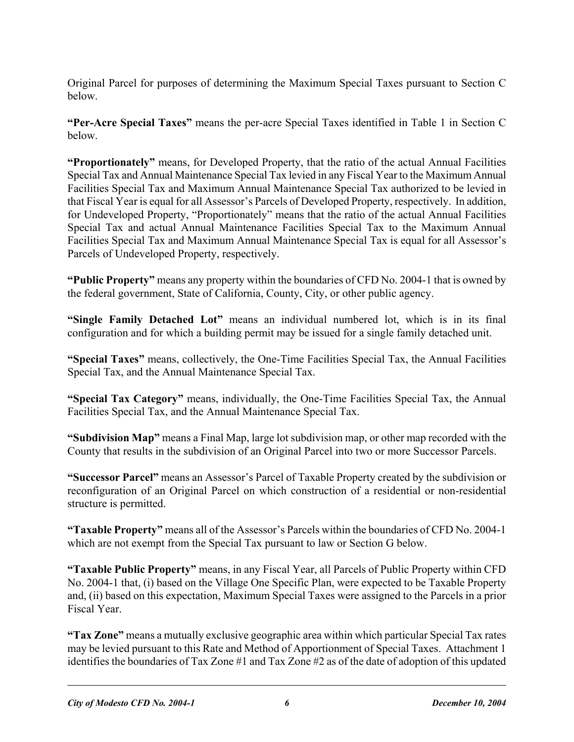Original Parcel for purposes of determining the Maximum Special Taxes pursuant to Section C below.

**"Per-Acre Special Taxes"** means the per-acre Special Taxes identified in Table 1 in Section C below.

**"Proportionately"** means, for Developed Property, that the ratio of the actual Annual Facilities Special Tax and Annual Maintenance Special Tax levied in any Fiscal Year to the Maximum Annual Facilities Special Tax and Maximum Annual Maintenance Special Tax authorized to be levied in that Fiscal Year is equal for all Assessor's Parcels of Developed Property, respectively. In addition, for Undeveloped Property, "Proportionately" means that the ratio of the actual Annual Facilities Special Tax and actual Annual Maintenance Facilities Special Tax to the Maximum Annual Facilities Special Tax and Maximum Annual Maintenance Special Tax is equal for all Assessor's Parcels of Undeveloped Property, respectively.

**"Public Property"** means any property within the boundaries of CFD No. 2004-1 that is owned by the federal government, State of California, County, City, or other public agency.

**"Single Family Detached Lot"** means an individual numbered lot, which is in its final configuration and for which a building permit may be issued for a single family detached unit.

**"Special Taxes"** means, collectively, the One-Time Facilities Special Tax, the Annual Facilities Special Tax, and the Annual Maintenance Special Tax.

**"Special Tax Category"** means, individually, the One-Time Facilities Special Tax, the Annual Facilities Special Tax, and the Annual Maintenance Special Tax.

**"Subdivision Map"** means a Final Map, large lot subdivision map, or other map recorded with the County that results in the subdivision of an Original Parcel into two or more Successor Parcels.

**"Successor Parcel"** means an Assessor's Parcel of Taxable Property created by the subdivision or reconfiguration of an Original Parcel on which construction of a residential or non-residential structure is permitted.

**"Taxable Property"** means all of the Assessor's Parcels within the boundaries of CFD No. 2004-1 which are not exempt from the Special Tax pursuant to law or Section G below.

**"Taxable Public Property"** means, in any Fiscal Year, all Parcels of Public Property within CFD No. 2004-1 that, (i) based on the Village One Specific Plan, were expected to be Taxable Property and, (ii) based on this expectation, Maximum Special Taxes were assigned to the Parcels in a prior Fiscal Year.

**"Tax Zone"** means a mutually exclusive geographic area within which particular Special Tax rates may be levied pursuant to this Rate and Method of Apportionment of Special Taxes. Attachment 1 identifies the boundaries of Tax Zone #1 and Tax Zone #2 as of the date of adoption of this updated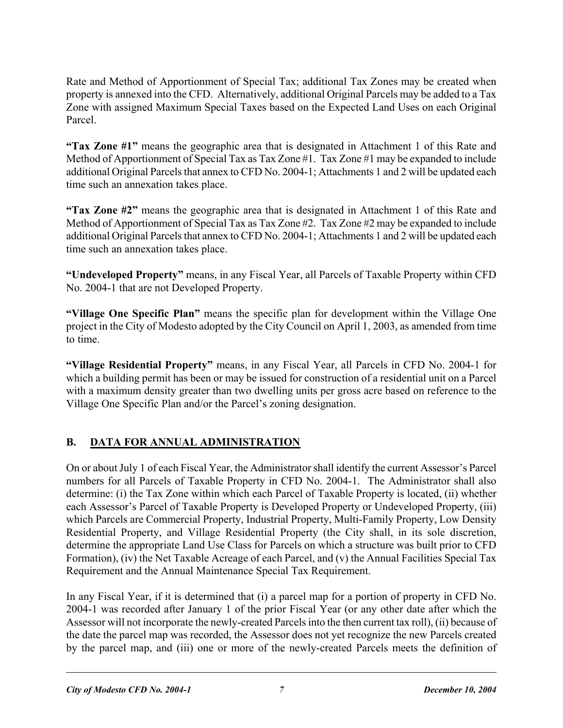Rate and Method of Apportionment of Special Tax; additional Tax Zones may be created when property is annexed into the CFD. Alternatively, additional Original Parcels may be added to a Tax Zone with assigned Maximum Special Taxes based on the Expected Land Uses on each Original Parcel.

**"Tax Zone #1"** means the geographic area that is designated in Attachment 1 of this Rate and Method of Apportionment of Special Tax as Tax Zone #1. Tax Zone #1 may be expanded to include additional Original Parcels that annex to CFD No. 2004-1; Attachments 1 and 2 will be updated each time such an annexation takes place.

**"Tax Zone #2"** means the geographic area that is designated in Attachment 1 of this Rate and Method of Apportionment of Special Tax as Tax Zone #2. Tax Zone #2 may be expanded to include additional Original Parcels that annex to CFD No. 2004-1; Attachments 1 and 2 will be updated each time such an annexation takes place.

**"Undeveloped Property"** means, in any Fiscal Year, all Parcels of Taxable Property within CFD No. 2004-1 that are not Developed Property.

**"Village One Specific Plan"** means the specific plan for development within the Village One project in the City of Modesto adopted by the City Council on April 1, 2003, as amended from time to time.

**"Village Residential Property"** means, in any Fiscal Year, all Parcels in CFD No. 2004-1 for which a building permit has been or may be issued for construction of a residential unit on a Parcel with a maximum density greater than two dwelling units per gross acre based on reference to the Village One Specific Plan and/or the Parcel's zoning designation.

## B. <u>DATA FOR ANNUAL ADMINISTRATION</u>

On or about July 1 of each Fiscal Year, the Administrator shall identify the current Assessor's Parcel numbers for all Parcels of Taxable Property in CFD No. 2004-1. The Administrator shall also determine: (i) the Tax Zone within which each Parcel of Taxable Property is located, (ii) whether each Assessor's Parcel of Taxable Property is Developed Property or Undeveloped Property, (iii) which Parcels are Commercial Property, Industrial Property, Multi-Family Property, Low Density Residential Property, and Village Residential Property (the City shall, in its sole discretion, determine the appropriate Land Use Class for Parcels on which a structure was built prior to CFD Formation), (iv) the Net Taxable Acreage of each Parcel, and (v) the Annual Facilities Special Tax Requirement and the Annual Maintenance Special Tax Requirement.

In any Fiscal Year, if it is determined that (i) a parcel map for a portion of property in CFD No. 2004-1 was recorded after January 1 of the prior Fiscal Year (or any other date after which the Assessor will not incorporate the newly-created Parcels into the then current tax roll), (ii) because of the date the parcel map was recorded, the Assessor does not yet recognize the new Parcels created by the parcel map, and (iii) one or more of the newly-created Parcels meets the definition of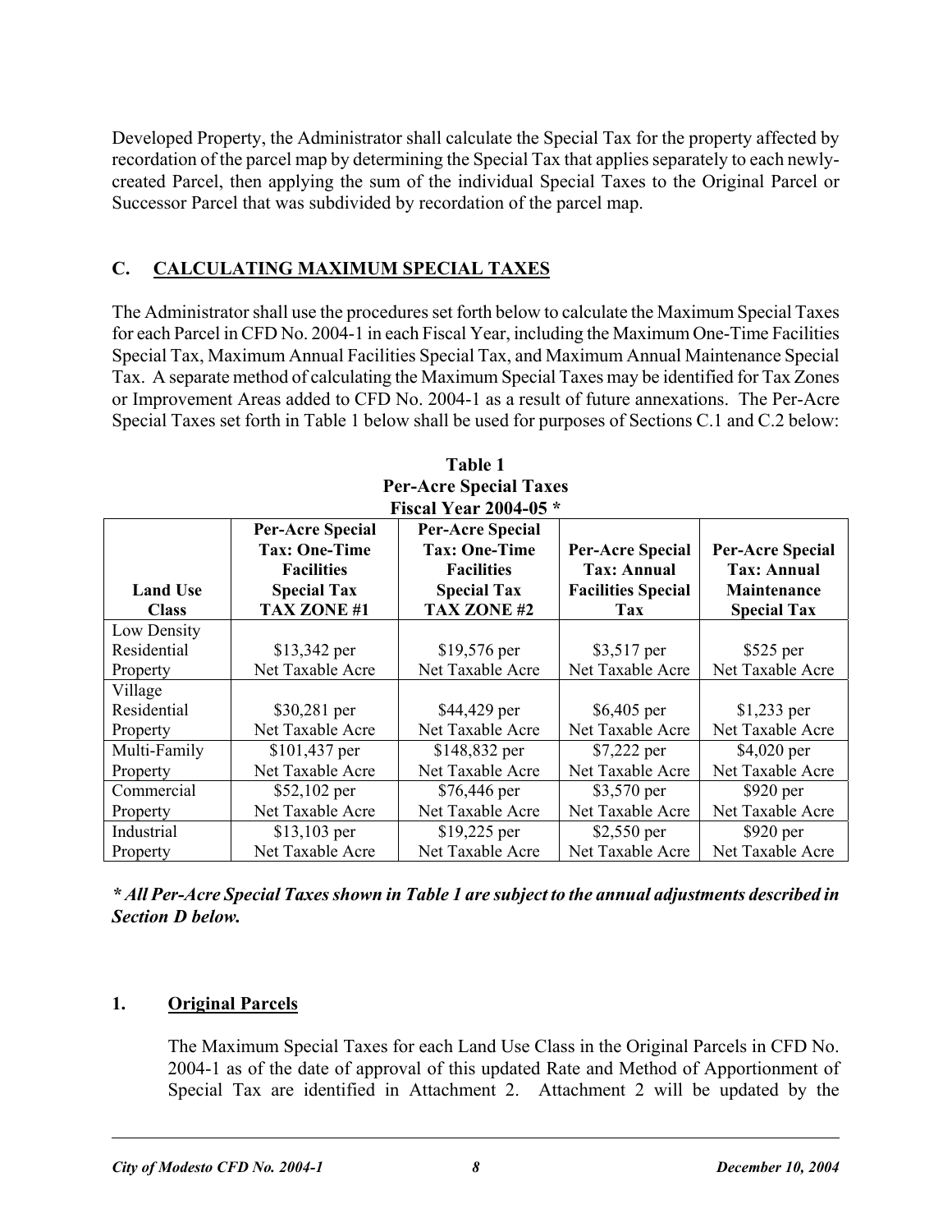Developed Property, the Administrator shall calculate the Special Tax for the property affected by recordation of the parcel map by determining the Special Tax that applies separately to each newly-created Parcel, then applying the sum of the individual Special Taxes to the Original Parcel or Successor Parcel that was subdivided by recordation of the parcel map.

## C. CALCULATING MAXIMUM SPECIAL TAXES

The Administrator shall use the procedures set forth below to calculate the Maximum Special Taxes for each Parcel in CFD No. 2004-1 in each Fiscal Year, including the Maximum One-Time Facilities Special Tax, Maximum Annual Facilities Special Tax, and Maximum Annual Maintenance Special Tax. A separate method of calculating the Maximum Special Taxes may be identified for Tax Zones or Improvement Areas added to CFD No. 2004-1 as a result of future annexations. The Per-Acre Special Taxes set forth in Table 1 below shall be used for purposes of Sections C.1 and C.2 below:

**Table 1**
**Per-Acre Special Taxes**
**Fiscal Year 2004-05 \***

| Land Use Class | Per-Acre Special Tax: One-Time Facilities Special Tax TAX ZONE #1 | Per-Acre Special Tax: One-Time Facilities Special Tax TAX ZONE #2 | Per-Acre Special Tax: Annual Facilities Special Tax | Per-Acre Special Tax: Annual Maintenance Special Tax |
|---|---|---|---|---|
| Low Density Residential Property | $13,342 per Net Taxable Acre | $19,576 per Net Taxable Acre | $3,517 per Net Taxable Acre | $525 per Net Taxable Acre |
| Village Residential Property | $30,281 per Net Taxable Acre | $44,429 per Net Taxable Acre | $6,405 per Net Taxable Acre | $1,233 per Net Taxable Acre |
| Multi-Family Property | $101,437 per Net Taxable Acre | $148,832 per Net Taxable Acre | $7,222 per Net Taxable Acre | $4,020 per Net Taxable Acre |
| Commercial Property | $52,102 per Net Taxable Acre | $76,446 per Net Taxable Acre | $3,570 per Net Taxable Acre | $920 per Net Taxable Acre |
| Industrial Property | $13,103 per Net Taxable Acre | $19,225 per Net Taxable Acre | $2,550 per Net Taxable Acre | $920 per Net Taxable Acre |

***\* All Per-Acre Special Taxes shown in Table 1 are subject to the annual adjustments described in Section D below.***

### 1. Original Parcels

The Maximum Special Taxes for each Land Use Class in the Original Parcels in CFD No. 2004-1 as of the date of approval of this updated Rate and Method of Apportionment of Special Tax are identified in Attachment 2. Attachment 2 will be updated by the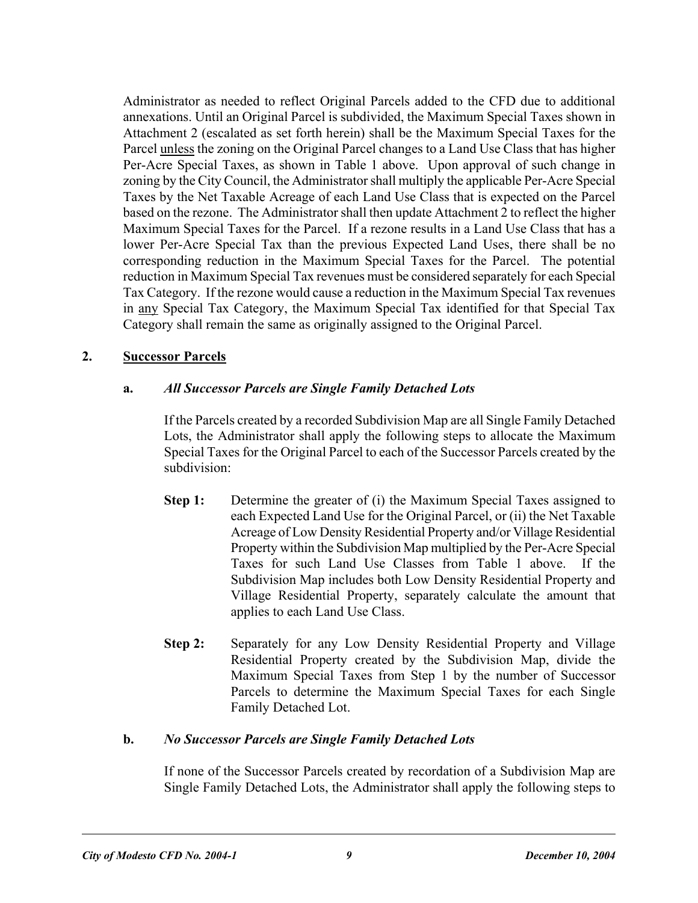Administrator as needed to reflect Original Parcels added to the CFD due to additional annexations. Until an Original Parcel is subdivided, the Maximum Special Taxes shown in Attachment 2 (escalated as set forth herein) shall be the Maximum Special Taxes for the Parcel <u>unless</u> the zoning on the Original Parcel changes to a Land Use Class that has higher Per-Acre Special Taxes, as shown in Table 1 above. Upon approval of such change in zoning by the City Council, the Administrator shall multiply the applicable Per-Acre Special Taxes by the Net Taxable Acreage of each Land Use Class that is expected on the Parcel based on the rezone. The Administrator shall then update Attachment 2 to reflect the higher Maximum Special Taxes for the Parcel. If a rezone results in a Land Use Class that has a lower Per-Acre Special Tax than the previous Expected Land Uses, there shall be no corresponding reduction in the Maximum Special Taxes for the Parcel. The potential reduction in Maximum Special Tax revenues must be considered separately for each Special Tax Category. If the rezone would cause a reduction in the Maximum Special Tax revenues in <u>any</u> Special Tax Category, the Maximum Special Tax identified for that Special Tax Category shall remain the same as originally assigned to the Original Parcel.

**2. <u>Successor Parcels</u>**

**a. *All Successor Parcels are Single Family Detached Lots***

If the Parcels created by a recorded Subdivision Map are all Single Family Detached Lots, the Administrator shall apply the following steps to allocate the Maximum Special Taxes for the Original Parcel to each of the Successor Parcels created by the subdivision:

**Step 1:** Determine the greater of (i) the Maximum Special Taxes assigned to each Expected Land Use for the Original Parcel, or (ii) the Net Taxable Acreage of Low Density Residential Property and/or Village Residential Property within the Subdivision Map multiplied by the Per-Acre Special Taxes for such Land Use Classes from Table 1 above. If the Subdivision Map includes both Low Density Residential Property and Village Residential Property, separately calculate the amount that applies to each Land Use Class.

**Step 2:** Separately for any Low Density Residential Property and Village Residential Property created by the Subdivision Map, divide the Maximum Special Taxes from Step 1 by the number of Successor Parcels to determine the Maximum Special Taxes for each Single Family Detached Lot.

**b. *No Successor Parcels are Single Family Detached Lots***

If none of the Successor Parcels created by recordation of a Subdivision Map are Single Family Detached Lots, the Administrator shall apply the following steps to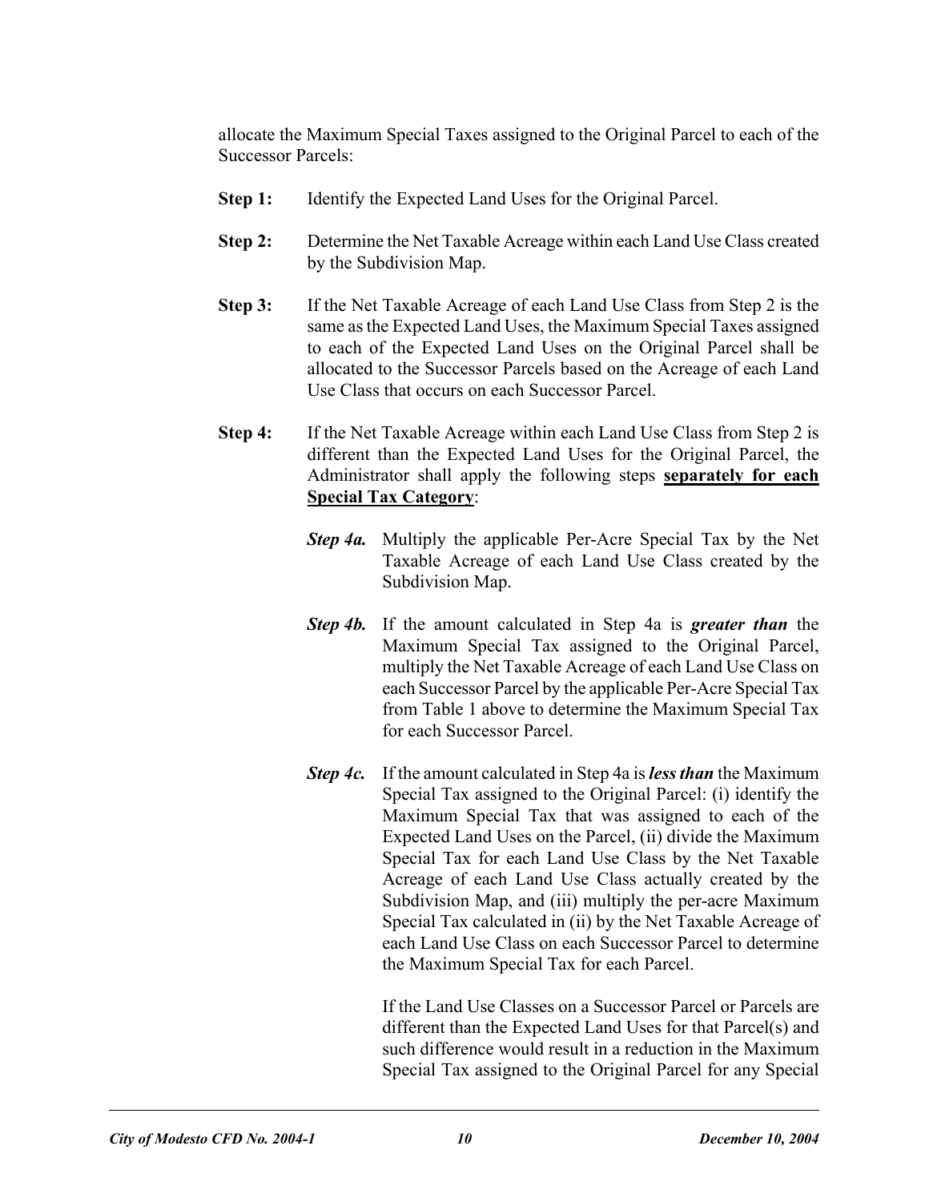allocate the Maximum Special Taxes assigned to the Original Parcel to each of the Successor Parcels:

**Step 1:** Identify the Expected Land Uses for the Original Parcel.

**Step 2:** Determine the Net Taxable Acreage within each Land Use Class created by the Subdivision Map.

**Step 3:** If the Net Taxable Acreage of each Land Use Class from Step 2 is the same as the Expected Land Uses, the Maximum Special Taxes assigned to each of the Expected Land Uses on the Original Parcel shall be allocated to the Successor Parcels based on the Acreage of each Land Use Class that occurs on each Successor Parcel.

**Step 4:** If the Net Taxable Acreage within each Land Use Class from Step 2 is different than the Expected Land Uses for the Original Parcel, the Administrator shall apply the following steps <u>**separately for each Special Tax Category**</u>:

> ***Step 4a.*** Multiply the applicable Per-Acre Special Tax by the Net Taxable Acreage of each Land Use Class created by the Subdivision Map.
>
> ***Step 4b.*** If the amount calculated in Step 4a is ***greater than*** the Maximum Special Tax assigned to the Original Parcel, multiply the Net Taxable Acreage of each Land Use Class on each Successor Parcel by the applicable Per-Acre Special Tax from Table 1 above to determine the Maximum Special Tax for each Successor Parcel.
>
> ***Step 4c.*** If the amount calculated in Step 4a is ***less than*** the Maximum Special Tax assigned to the Original Parcel: (i) identify the Maximum Special Tax that was assigned to each of the Expected Land Uses on the Parcel, (ii) divide the Maximum Special Tax for each Land Use Class by the Net Taxable Acreage of each Land Use Class actually created by the Subdivision Map, and (iii) multiply the per-acre Maximum Special Tax calculated in (ii) by the Net Taxable Acreage of each Land Use Class on each Successor Parcel to determine the Maximum Special Tax for each Parcel.
>
> If the Land Use Classes on a Successor Parcel or Parcels are different than the Expected Land Uses for that Parcel(s) and such difference would result in a reduction in the Maximum Special Tax assigned to the Original Parcel for any Special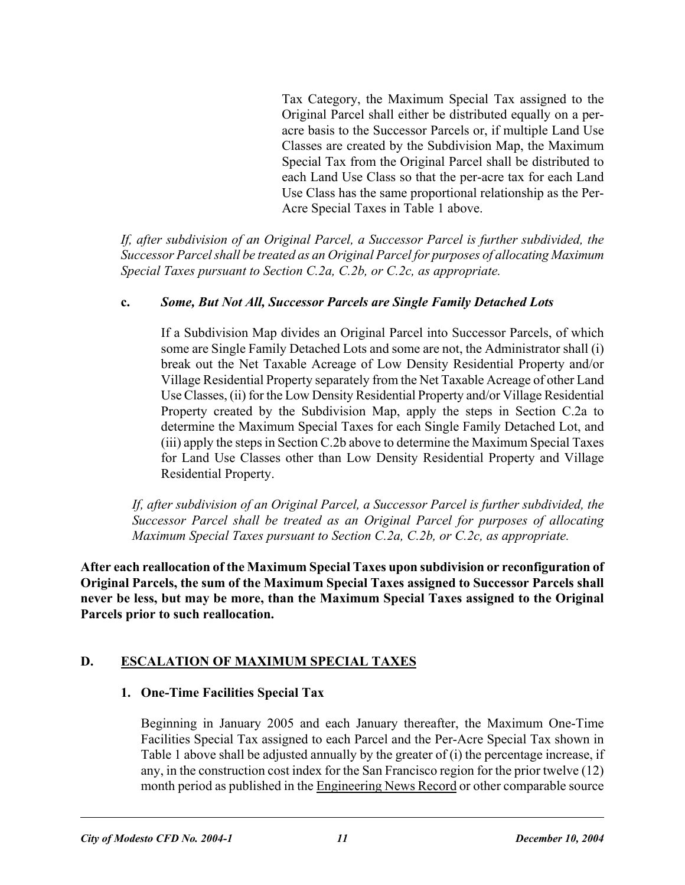Tax Category, the Maximum Special Tax assigned to the Original Parcel shall either be distributed equally on a per-acre basis to the Successor Parcels or, if multiple Land Use Classes are created by the Subdivision Map, the Maximum Special Tax from the Original Parcel shall be distributed to each Land Use Class so that the per-acre tax for each Land Use Class has the same proportional relationship as the Per-Acre Special Taxes in Table 1 above.

*If, after subdivision of an Original Parcel, a Successor Parcel is further subdivided, the Successor Parcel shall be treated as an Original Parcel for purposes of allocating Maximum Special Taxes pursuant to Section C.2a, C.2b, or C.2c, as appropriate.*

**c. *Some, But Not All, Successor Parcels are Single Family Detached Lots***

If a Subdivision Map divides an Original Parcel into Successor Parcels, of which some are Single Family Detached Lots and some are not, the Administrator shall (i) break out the Net Taxable Acreage of Low Density Residential Property and/or Village Residential Property separately from the Net Taxable Acreage of other Land Use Classes, (ii) for the Low Density Residential Property and/or Village Residential Property created by the Subdivision Map, apply the steps in Section C.2a to determine the Maximum Special Taxes for each Single Family Detached Lot, and (iii) apply the steps in Section C.2b above to determine the Maximum Special Taxes for Land Use Classes other than Low Density Residential Property and Village Residential Property.

*If, after subdivision of an Original Parcel, a Successor Parcel is further subdivided, the Successor Parcel shall be treated as an Original Parcel for purposes of allocating Maximum Special Taxes pursuant to Section C.2a, C.2b, or C.2c, as appropriate.*

**After each reallocation of the Maximum Special Taxes upon subdivision or reconfiguration of Original Parcels, the sum of the Maximum Special Taxes assigned to Successor Parcels shall never be less, but may be more, than the Maximum Special Taxes assigned to the Original Parcels prior to such reallocation.**

## D. ESCALATION OF MAXIMUM SPECIAL TAXES

### 1. One-Time Facilities Special Tax

Beginning in January 2005 and each January thereafter, the Maximum One-Time Facilities Special Tax assigned to each Parcel and the Per-Acre Special Tax shown in Table 1 above shall be adjusted annually by the greater of (i) the percentage increase, if any, in the construction cost index for the San Francisco region for the prior twelve (12) month period as published in the Engineering News Record or other comparable source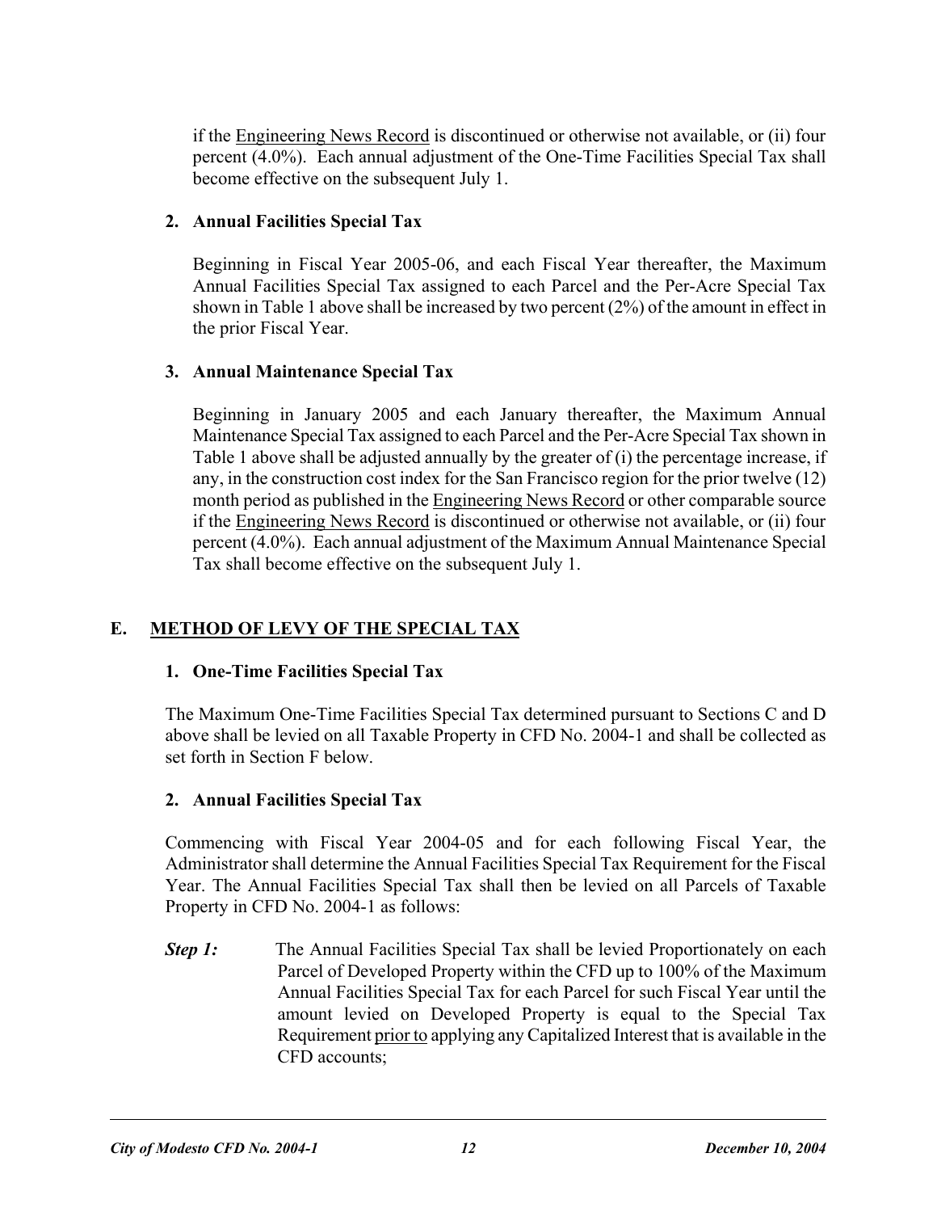if the Engineering News Record is discontinued or otherwise not available, or (ii) four percent (4.0%). Each annual adjustment of the One-Time Facilities Special Tax shall become effective on the subsequent July 1.

**2. Annual Facilities Special Tax**

Beginning in Fiscal Year 2005-06, and each Fiscal Year thereafter, the Maximum Annual Facilities Special Tax assigned to each Parcel and the Per-Acre Special Tax shown in Table 1 above shall be increased by two percent (2%) of the amount in effect in the prior Fiscal Year.

**3. Annual Maintenance Special Tax**

Beginning in January 2005 and each January thereafter, the Maximum Annual Maintenance Special Tax assigned to each Parcel and the Per-Acre Special Tax shown in Table 1 above shall be adjusted annually by the greater of (i) the percentage increase, if any, in the construction cost index for the San Francisco region for the prior twelve (12) month period as published in the Engineering News Record or other comparable source if the Engineering News Record is discontinued or otherwise not available, or (ii) four percent (4.0%). Each annual adjustment of the Maximum Annual Maintenance Special Tax shall become effective on the subsequent July 1.

## E. METHOD OF LEVY OF THE SPECIAL TAX

**1. One-Time Facilities Special Tax**

The Maximum One-Time Facilities Special Tax determined pursuant to Sections C and D above shall be levied on all Taxable Property in CFD No. 2004-1 and shall be collected as set forth in Section F below.

**2. Annual Facilities Special Tax**

Commencing with Fiscal Year 2004-05 and for each following Fiscal Year, the Administrator shall determine the Annual Facilities Special Tax Requirement for the Fiscal Year. The Annual Facilities Special Tax shall then be levied on all Parcels of Taxable Property in CFD No. 2004-1 as follows:

***Step 1:*** The Annual Facilities Special Tax shall be levied Proportionately on each Parcel of Developed Property within the CFD up to 100% of the Maximum Annual Facilities Special Tax for each Parcel for such Fiscal Year until the amount levied on Developed Property is equal to the Special Tax Requirement prior to applying any Capitalized Interest that is available in the CFD accounts;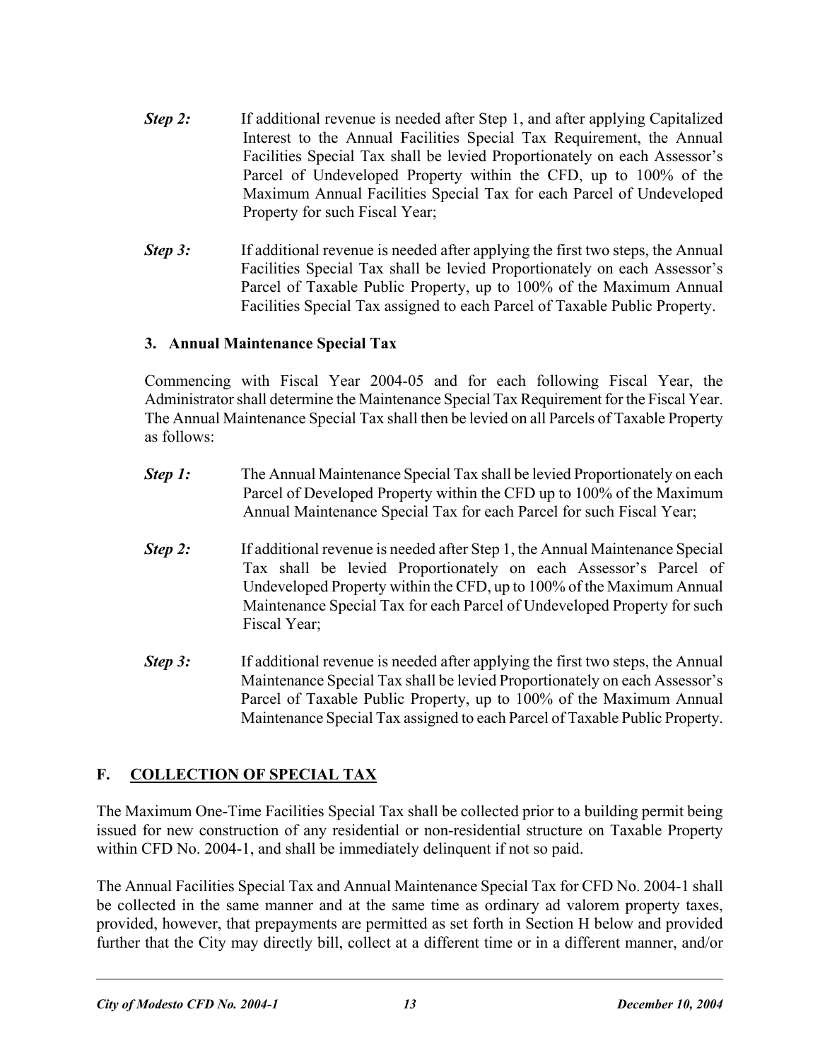***Step 2:*** If additional revenue is needed after Step 1, and after applying Capitalized Interest to the Annual Facilities Special Tax Requirement, the Annual Facilities Special Tax shall be levied Proportionately on each Assessor's Parcel of Undeveloped Property within the CFD, up to 100% of the Maximum Annual Facilities Special Tax for each Parcel of Undeveloped Property for such Fiscal Year;

***Step 3:*** If additional revenue is needed after applying the first two steps, the Annual Facilities Special Tax shall be levied Proportionately on each Assessor's Parcel of Taxable Public Property, up to 100% of the Maximum Annual Facilities Special Tax assigned to each Parcel of Taxable Public Property.

### 3. Annual Maintenance Special Tax

Commencing with Fiscal Year 2004-05 and for each following Fiscal Year, the Administrator shall determine the Maintenance Special Tax Requirement for the Fiscal Year. The Annual Maintenance Special Tax shall then be levied on all Parcels of Taxable Property as follows:

***Step 1:*** The Annual Maintenance Special Tax shall be levied Proportionately on each Parcel of Developed Property within the CFD up to 100% of the Maximum Annual Maintenance Special Tax for each Parcel for such Fiscal Year;

***Step 2:*** If additional revenue is needed after Step 1, the Annual Maintenance Special Tax shall be levied Proportionately on each Assessor's Parcel of Undeveloped Property within the CFD, up to 100% of the Maximum Annual Maintenance Special Tax for each Parcel of Undeveloped Property for such Fiscal Year;

***Step 3:*** If additional revenue is needed after applying the first two steps, the Annual Maintenance Special Tax shall be levied Proportionately on each Assessor's Parcel of Taxable Public Property, up to 100% of the Maximum Annual Maintenance Special Tax assigned to each Parcel of Taxable Public Property.

## F. COLLECTION OF SPECIAL TAX

The Maximum One-Time Facilities Special Tax shall be collected prior to a building permit being issued for new construction of any residential or non-residential structure on Taxable Property within CFD No. 2004-1, and shall be immediately delinquent if not so paid.

The Annual Facilities Special Tax and Annual Maintenance Special Tax for CFD No. 2004-1 shall be collected in the same manner and at the same time as ordinary ad valorem property taxes, provided, however, that prepayments are permitted as set forth in Section H below and provided further that the City may directly bill, collect at a different time or in a different manner, and/or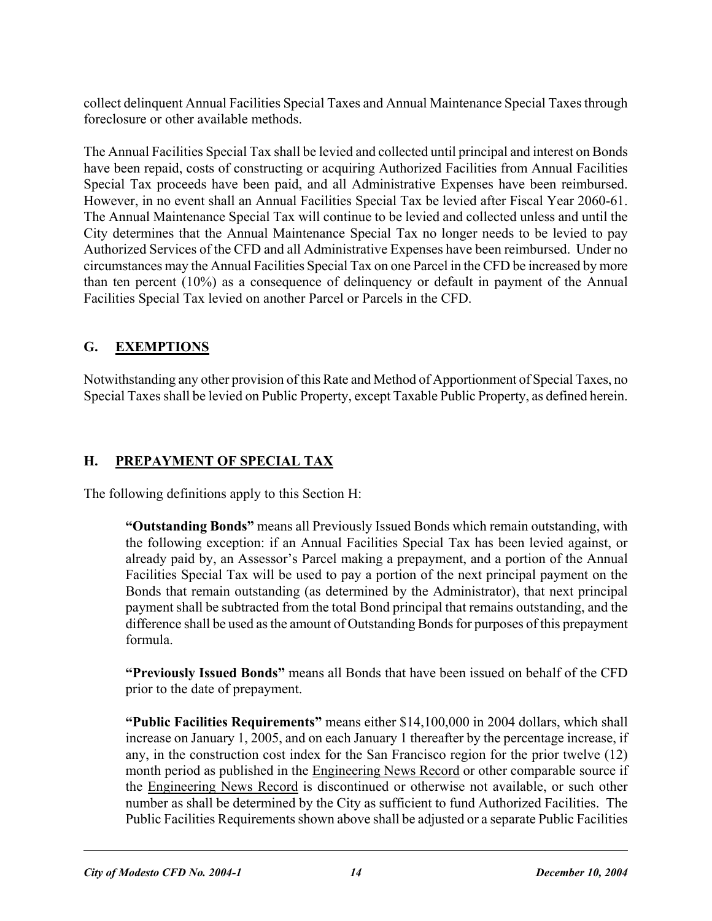collect delinquent Annual Facilities Special Taxes and Annual Maintenance Special Taxes through foreclosure or other available methods.

The Annual Facilities Special Tax shall be levied and collected until principal and interest on Bonds have been repaid, costs of constructing or acquiring Authorized Facilities from Annual Facilities Special Tax proceeds have been paid, and all Administrative Expenses have been reimbursed. However, in no event shall an Annual Facilities Special Tax be levied after Fiscal Year 2060-61. The Annual Maintenance Special Tax will continue to be levied and collected unless and until the City determines that the Annual Maintenance Special Tax no longer needs to be levied to pay Authorized Services of the CFD and all Administrative Expenses have been reimbursed. Under no circumstances may the Annual Facilities Special Tax on one Parcel in the CFD be increased by more than ten percent (10%) as a consequence of delinquency or default in payment of the Annual Facilities Special Tax levied on another Parcel or Parcels in the CFD.

## G. EXEMPTIONS

Notwithstanding any other provision of this Rate and Method of Apportionment of Special Taxes, no Special Taxes shall be levied on Public Property, except Taxable Public Property, as defined herein.

## H. PREPAYMENT OF SPECIAL TAX

The following definitions apply to this Section H:

> **"Outstanding Bonds"** means all Previously Issued Bonds which remain outstanding, with the following exception: if an Annual Facilities Special Tax has been levied against, or already paid by, an Assessor's Parcel making a prepayment, and a portion of the Annual Facilities Special Tax will be used to pay a portion of the next principal payment on the Bonds that remain outstanding (as determined by the Administrator), that next principal payment shall be subtracted from the total Bond principal that remains outstanding, and the difference shall be used as the amount of Outstanding Bonds for purposes of this prepayment formula.
>
> **"Previously Issued Bonds"** means all Bonds that have been issued on behalf of the CFD prior to the date of prepayment.
>
> **"Public Facilities Requirements"** means either $14,100,000 in 2004 dollars, which shall increase on January 1, 2005, and on each January 1 thereafter by the percentage increase, if any, in the construction cost index for the San Francisco region for the prior twelve (12) month period as published in the Engineering News Record or other comparable source if the Engineering News Record is discontinued or otherwise not available, or such other number as shall be determined by the City as sufficient to fund Authorized Facilities. The Public Facilities Requirements shown above shall be adjusted or a separate Public Facilities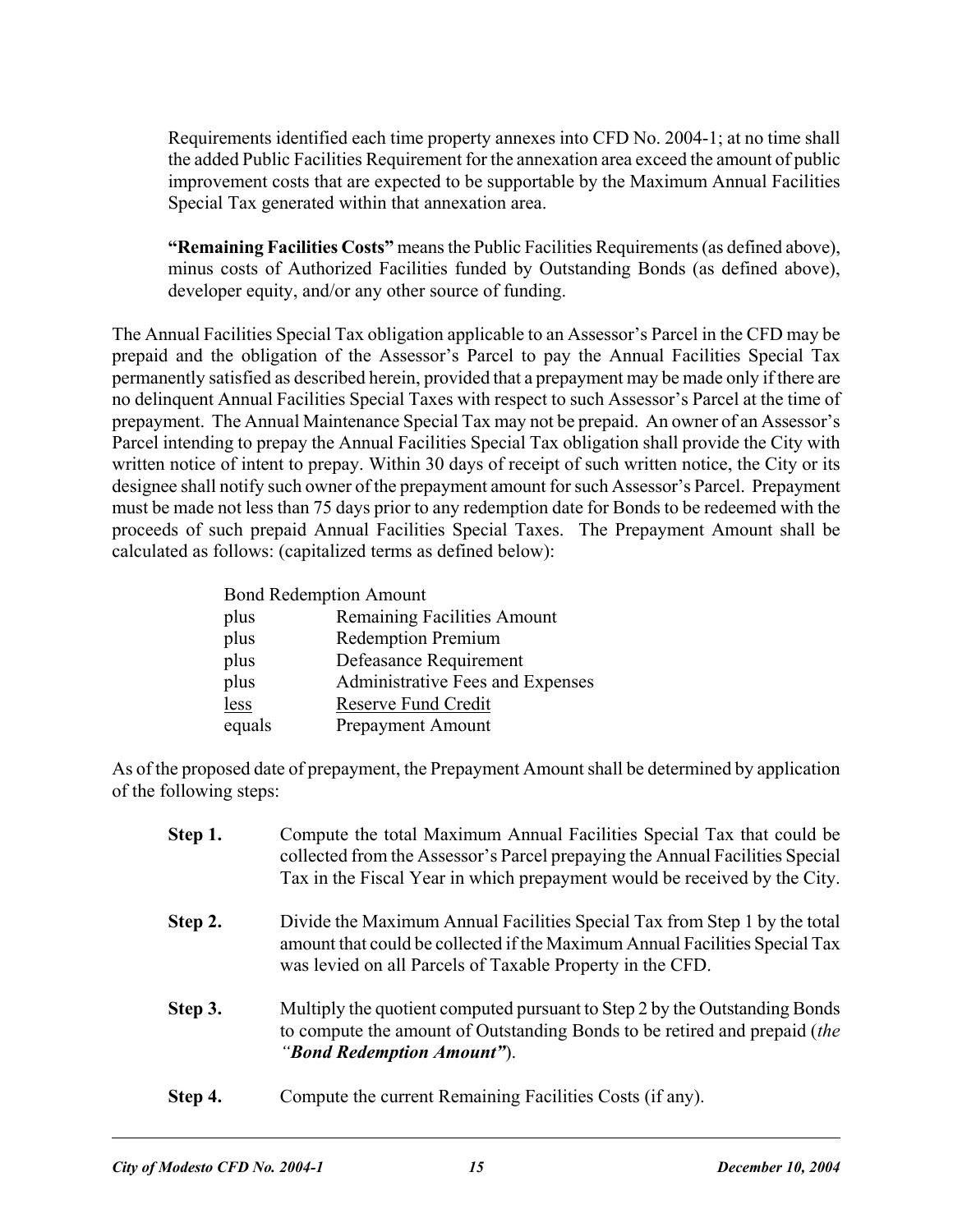Requirements identified each time property annexes into CFD No. 2004-1; at no time shall the added Public Facilities Requirement for the annexation area exceed the amount of public improvement costs that are expected to be supportable by the Maximum Annual Facilities Special Tax generated within that annexation area.

**"Remaining Facilities Costs"** means the Public Facilities Requirements (as defined above), minus costs of Authorized Facilities funded by Outstanding Bonds (as defined above), developer equity, and/or any other source of funding.

The Annual Facilities Special Tax obligation applicable to an Assessor's Parcel in the CFD may be prepaid and the obligation of the Assessor's Parcel to pay the Annual Facilities Special Tax permanently satisfied as described herein, provided that a prepayment may be made only if there are no delinquent Annual Facilities Special Taxes with respect to such Assessor's Parcel at the time of prepayment. The Annual Maintenance Special Tax may not be prepaid. An owner of an Assessor's Parcel intending to prepay the Annual Facilities Special Tax obligation shall provide the City with written notice of intent to prepay. Within 30 days of receipt of such written notice, the City or its designee shall notify such owner of the prepayment amount for such Assessor's Parcel. Prepayment must be made not less than 75 days prior to any redemption date for Bonds to be redeemed with the proceeds of such prepaid Annual Facilities Special Taxes. The Prepayment Amount shall be calculated as follows: (capitalized terms as defined below):

| | |
|---|---|
| Bond Redemption Amount | |
| plus | Remaining Facilities Amount |
| plus | Redemption Premium |
| plus | Defeasance Requirement |
| plus | Administrative Fees and Expenses |
| less | Reserve Fund Credit |
| equals | Prepayment Amount |

As of the proposed date of prepayment, the Prepayment Amount shall be determined by application of the following steps:

**Step 1.** Compute the total Maximum Annual Facilities Special Tax that could be collected from the Assessor's Parcel prepaying the Annual Facilities Special Tax in the Fiscal Year in which prepayment would be received by the City.

**Step 2.** Divide the Maximum Annual Facilities Special Tax from Step 1 by the total amount that could be collected if the Maximum Annual Facilities Special Tax was levied on all Parcels of Taxable Property in the CFD.

**Step 3.** Multiply the quotient computed pursuant to Step 2 by the Outstanding Bonds to compute the amount of Outstanding Bonds to be retired and prepaid (*the "**Bond Redemption Amount**"*).

**Step 4.** Compute the current Remaining Facilities Costs (if any).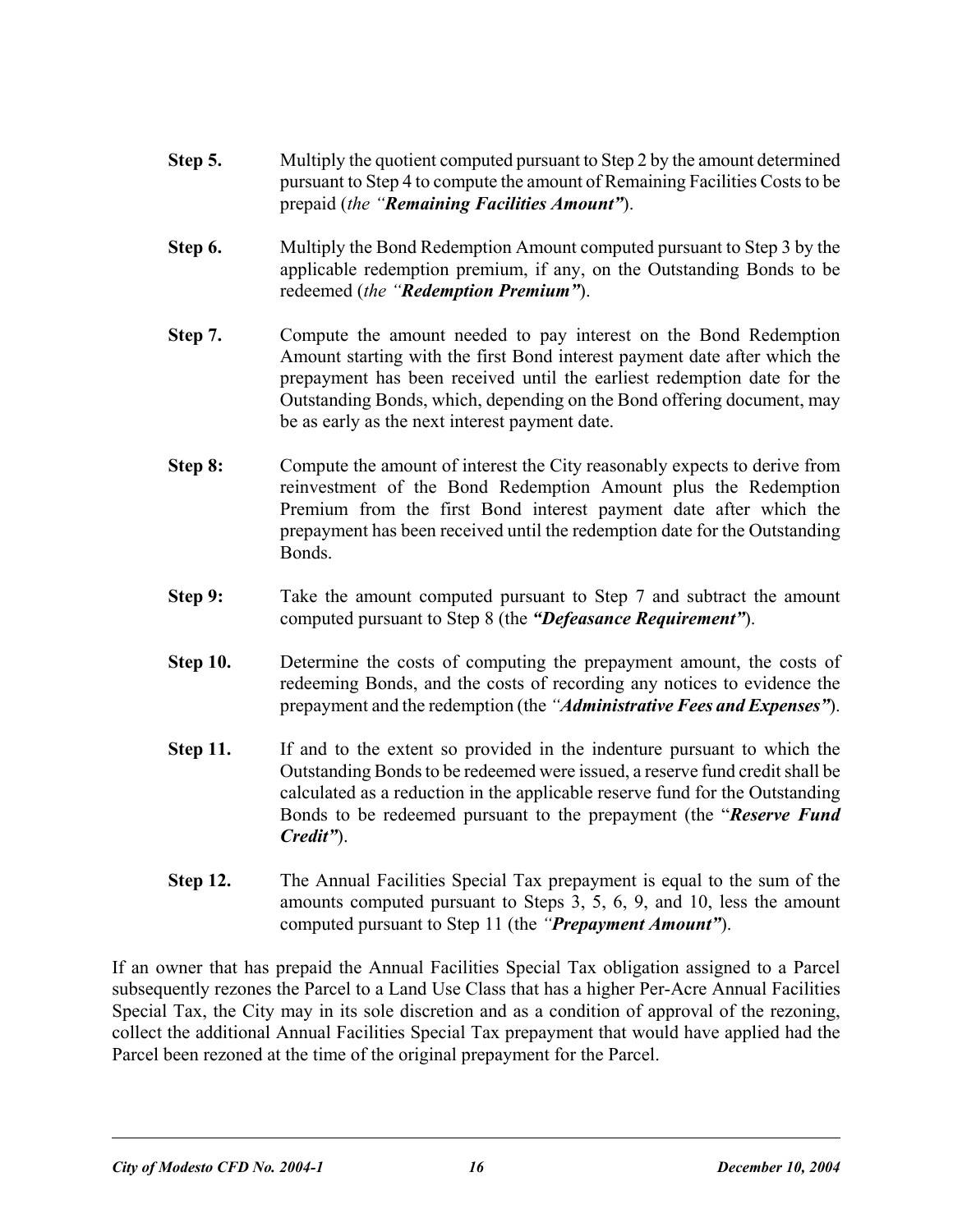**Step 5.** Multiply the quotient computed pursuant to Step 2 by the amount determined pursuant to Step 4 to compute the amount of Remaining Facilities Costs to be prepaid (*the "**Remaining Facilities Amount"***).

**Step 6.** Multiply the Bond Redemption Amount computed pursuant to Step 3 by the applicable redemption premium, if any, on the Outstanding Bonds to be redeemed (*the "**Redemption Premium"***).

**Step 7.** Compute the amount needed to pay interest on the Bond Redemption Amount starting with the first Bond interest payment date after which the prepayment has been received until the earliest redemption date for the Outstanding Bonds, which, depending on the Bond offering document, may be as early as the next interest payment date.

**Step 8:** Compute the amount of interest the City reasonably expects to derive from reinvestment of the Bond Redemption Amount plus the Redemption Premium from the first Bond interest payment date after which the prepayment has been received until the redemption date for the Outstanding Bonds.

**Step 9:** Take the amount computed pursuant to Step 7 and subtract the amount computed pursuant to Step 8 (the ***"Defeasance Requirement"***).

**Step 10.** Determine the costs of computing the prepayment amount, the costs of redeeming Bonds, and the costs of recording any notices to evidence the prepayment and the redemption (the *"**Administrative Fees and Expenses"***).

**Step 11.** If and to the extent so provided in the indenture pursuant to which the Outstanding Bonds to be redeemed were issued, a reserve fund credit shall be calculated as a reduction in the applicable reserve fund for the Outstanding Bonds to be redeemed pursuant to the prepayment (the "***Reserve Fund Credit"***).

**Step 12.** The Annual Facilities Special Tax prepayment is equal to the sum of the amounts computed pursuant to Steps 3, 5, 6, 9, and 10, less the amount computed pursuant to Step 11 (the *"**Prepayment Amount"***).

If an owner that has prepaid the Annual Facilities Special Tax obligation assigned to a Parcel subsequently rezones the Parcel to a Land Use Class that has a higher Per-Acre Annual Facilities Special Tax, the City may in its sole discretion and as a condition of approval of the rezoning, collect the additional Annual Facilities Special Tax prepayment that would have applied had the Parcel been rezoned at the time of the original prepayment for the Parcel.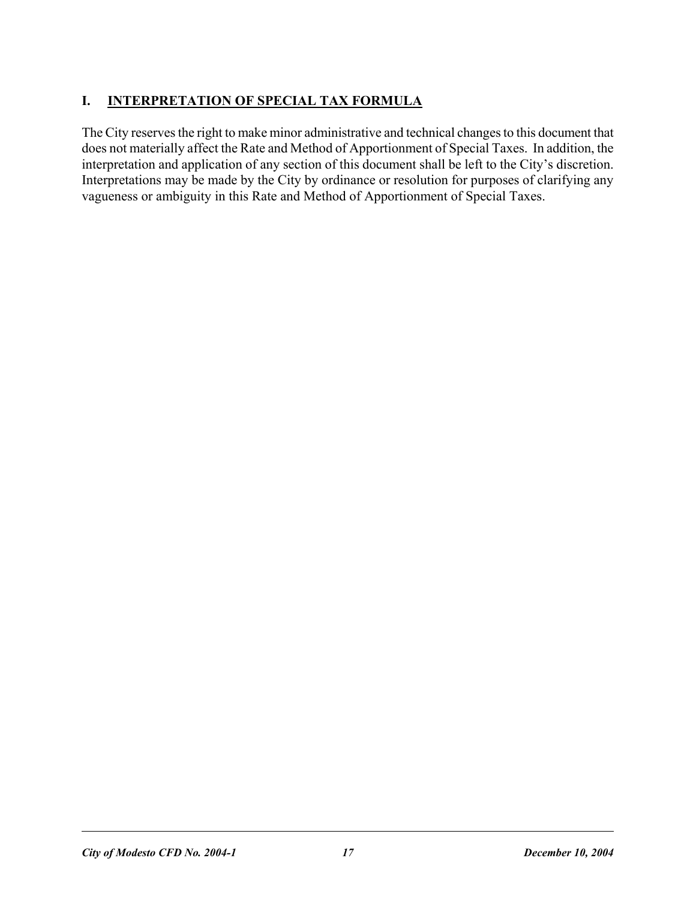## I. INTERPRETATION OF SPECIAL TAX FORMULA

The City reserves the right to make minor administrative and technical changes to this document that does not materially affect the Rate and Method of Apportionment of Special Taxes. In addition, the interpretation and application of any section of this document shall be left to the City's discretion. Interpretations may be made by the City by ordinance or resolution for purposes of clarifying any vagueness or ambiguity in this Rate and Method of Apportionment of Special Taxes.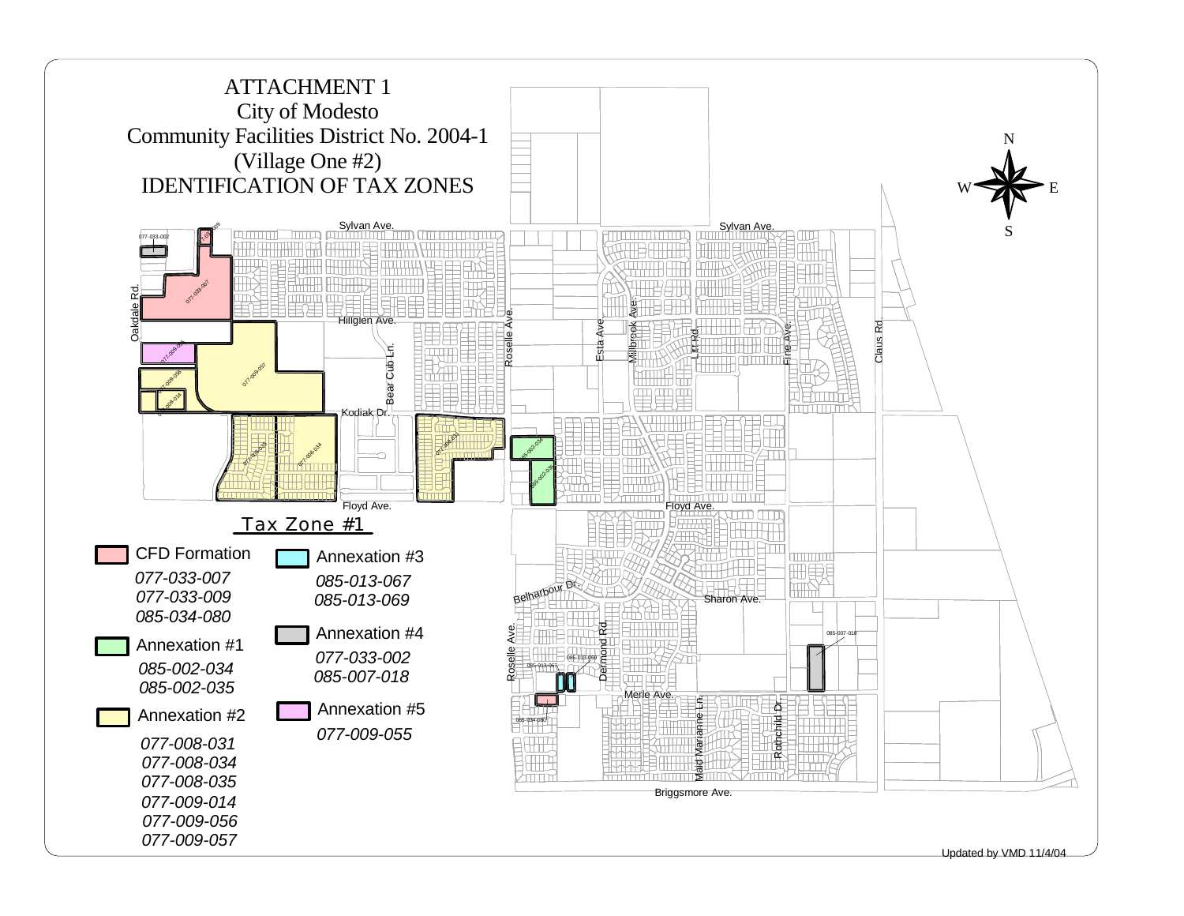# ATTACHMENT 1

## City of Modesto
## Community Facilities District No. 2004-1
## (Village One #2)
## IDENTIFICATION OF TAX ZONES

### Tax Zone #1

**CFD Formation**
*077-033-007*
*077-033-009*
*085-034-080*

**Annexation #1**
*085-002-034*
*085-002-035*

**Annexation #2**
*077-008-031*
*077-008-034*
*077-008-035*
*077-009-014*
*077-009-056*
*077-009-057*

**Annexation #3**
*085-013-067*
*085-013-069*

**Annexation #4**
*077-033-002*
*085-007-018*

**Annexation #5**
*077-009-055*

Updated by VMD 11/4/04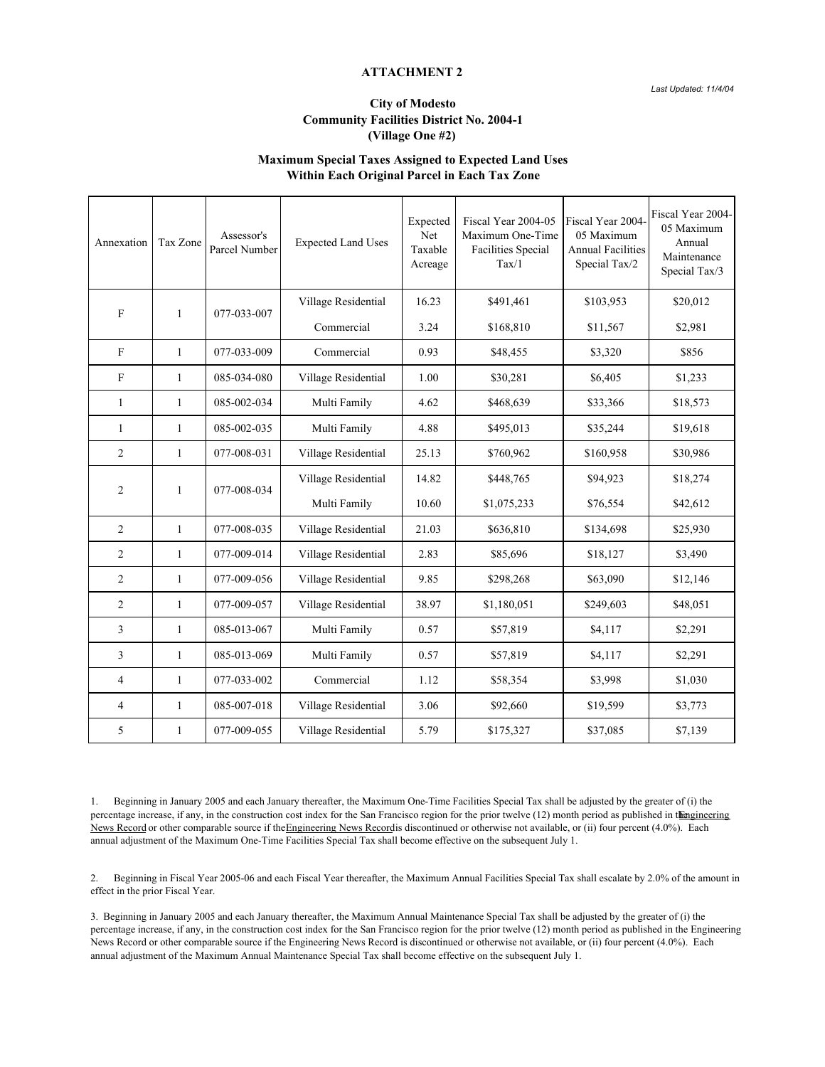**ATTACHMENT 2**

*Last Updated: 11/4/04*

**City of Modesto**
**Community Facilities District No. 2004-1**
**(Village One #2)**

**Maximum Special Taxes Assigned to Expected Land Uses**
**Within Each Original Parcel in Each Tax Zone**

| Annexation | Tax Zone | Assessor's Parcel Number | Expected Land Uses | Expected Net Taxable Acreage | Fiscal Year 2004-05 Maximum One-Time Facilities Special Tax/1 | Fiscal Year 2004-05 Maximum Annual Facilities Special Tax/2 | Fiscal Year 2004-05 Maximum Annual Maintenance Special Tax/3 |
|---|---|---|---|---|---|---|---|
| F | 1 | 077-033-007 | Village Residential | 16.23 | $491,461 | $103,953 | $20,012 |
| | | | Commercial | 3.24 | $168,810 | $11,567 | $2,981 |
| F | 1 | 077-033-009 | Commercial | 0.93 | $48,455 | $3,320 | $856 |
| F | 1 | 085-034-080 | Village Residential | 1.00 | $30,281 | $6,405 | $1,233 |
| 1 | 1 | 085-002-034 | Multi Family | 4.62 | $468,639 | $33,366 | $18,573 |
| 1 | 1 | 085-002-035 | Multi Family | 4.88 | $495,013 | $35,244 | $19,618 |
| 2 | 1 | 077-008-031 | Village Residential | 25.13 | $760,962 | $160,958 | $30,986 |
| 2 | 1 | 077-008-034 | Village Residential | 14.82 | $448,765 | $94,923 | $18,274 |
| | | | Multi Family | 10.60 | $1,075,233 | $76,554 | $42,612 |
| 2 | 1 | 077-008-035 | Village Residential | 21.03 | $636,810 | $134,698 | $25,930 |
| 2 | 1 | 077-009-014 | Village Residential | 2.83 | $85,696 | $18,127 | $3,490 |
| 2 | 1 | 077-009-056 | Village Residential | 9.85 | $298,268 | $63,090 | $12,146 |
| 2 | 1 | 077-009-057 | Village Residential | 38.97 | $1,180,051 | $249,603 | $48,051 |
| 3 | 1 | 085-013-067 | Multi Family | 0.57 | $57,819 | $4,117 | $2,291 |
| 3 | 1 | 085-013-069 | Multi Family | 0.57 | $57,819 | $4,117 | $2,291 |
| 4 | 1 | 077-033-002 | Commercial | 1.12 | $58,354 | $3,998 | $1,030 |
| 4 | 1 | 085-007-018 | Village Residential | 3.06 | $92,660 | $19,599 | $3,773 |
| 5 | 1 | 077-009-055 | Village Residential | 5.79 | $175,327 | $37,085 | $7,139 |

1. Beginning in January 2005 and each January thereafter, the Maximum One-Time Facilities Special Tax shall be adjusted by the greater of (i) the percentage increase, if any, in the construction cost index for the San Francisco region for the prior twelve (12) month period as published in the Engineering News Record or other comparable source if the Engineering News Record is discontinued or otherwise not available, or (ii) four percent (4.0%). Each annual adjustment of the Maximum One-Time Facilities Special Tax shall become effective on the subsequent July 1.

2. Beginning in Fiscal Year 2005-06 and each Fiscal Year thereafter, the Maximum Annual Facilities Special Tax shall escalate by 2.0% of the amount in effect in the prior Fiscal Year.

3. Beginning in January 2005 and each January thereafter, the Maximum Annual Maintenance Special Tax shall be adjusted by the greater of (i) the percentage increase, if any, in the construction cost index for the San Francisco region for the prior twelve (12) month period as published in the Engineering News Record or other comparable source if the Engineering News Record is discontinued or otherwise not available, or (ii) four percent (4.0%). Each annual adjustment of the Maximum Annual Maintenance Special Tax shall become effective on the subsequent July 1.